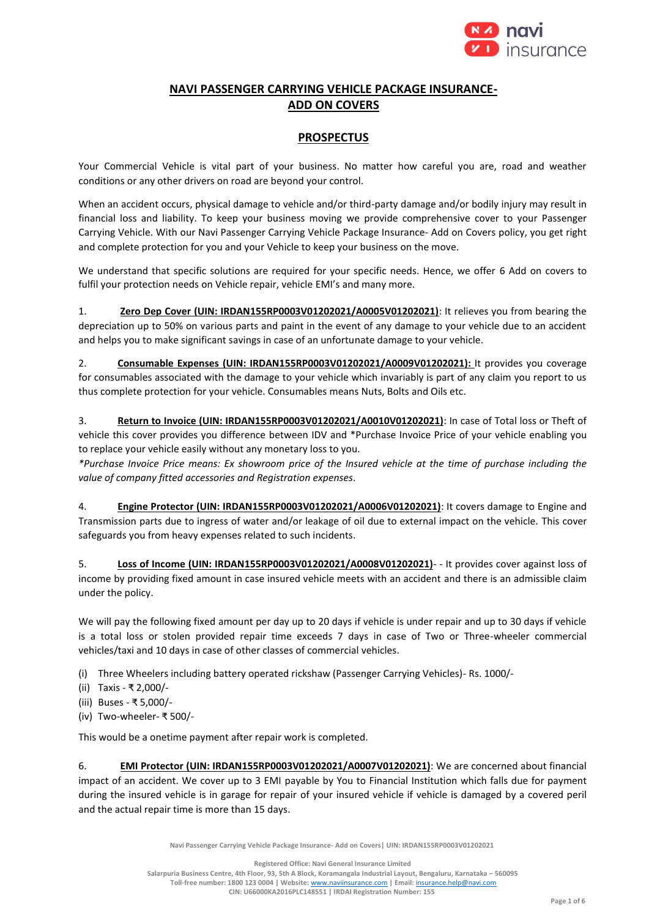# NAVI PASSENGER CARRYING VEHICLE PACKAGE INSURANCE- ADD ON COVERS

## PROSPECTUS

Your Commercial Vehicle is vital part of your business. No matter how careful you are, road and weather conditions or any other drivers on road are beyond your control.

When an accident occurs, physical damage to vehicle and/or third-party damage and/or bodily injury may result in financial loss and liability. To keep your business moving we provide comprehensive cover to your Passenger Carrying Vehicle. With our Navi Passenger Carrying Vehicle Package Insurance- Add on Covers policy, you get right and complete protection for you and your Vehicle to keep your business on the move.

We understand that specific solutions are required for your specific needs. Hence, we offer 6 Add on covers to fulfil your protection needs on Vehicle repair, vehicle EMI's and many more.

1. **Zero Dep Cover (UIN: IRDAN155RP0003V01202021/A0005V01202021)**: It relieves you from bearing the depreciation up to 50% on various parts and paint in the event of any damage to your vehicle due to an accident and helps you to make significant savings in case of an unfortunate damage to your vehicle.

2. **Consumable Expenses (UIN: IRDAN155RP0003V01202021/A0009V01202021):** It provides you coverage for consumables associated with the damage to your vehicle which invariably is part of any claim you report to us thus complete protection for your vehicle. Consumables means Nuts, Bolts and Oils etc.

3. **Return to Invoice (UIN: IRDAN155RP0003V01202021/A0010V01202021)**: In case of Total loss or Theft of vehicle this cover provides you difference between IDV and *Purchase Invoice Price of your vehicle enabling you to replace your vehicle easily without any monetary loss to you.

   *\*Purchase Invoice Price means: Ex showroom price of the Insured vehicle at the time of purchase including the value of company fitted accessories and Registration expenses.*

4. **Engine Protector (UIN: IRDAN155RP0003V01202021/A0006V01202021)**: It covers damage to Engine and Transmission parts due to ingress of water and/or leakage of oil due to external impact on the vehicle. This cover safeguards you from heavy expenses related to such incidents.

5. **Loss of Income (UIN: IRDAN155RP0003V01202021/A0008V01202021)**- - It provides cover against loss of income by providing fixed amount in case insured vehicle meets with an accident and there is an admissible claim under the policy.

   We will pay the following fixed amount per day up to 20 days if vehicle is under repair and up to 30 days if vehicle is a total loss or stolen provided repair time exceeds 7 days in case of Two or Three-wheeler commercial vehicles/taxi and 10 days in case of other classes of commercial vehicles.

   (i) Three Wheelers including battery operated rickshaw (Passenger Carrying Vehicles)- Rs. 1000/-
   (ii) Taxis - ₹ 2,000/-
   (iii) Buses - ₹ 5,000/-
   (iv) Two-wheeler- ₹ 500/-

   This would be a onetime payment after repair work is completed.

6. **EMI Protector (UIN: IRDAN155RP0003V01202021/A0007V01202021)**: We are concerned about financial impact of an accident. We cover up to 3 EMI payable by You to Financial Institution which falls due for payment during the insured vehicle is in garage for repair of your insured vehicle if vehicle is damaged by a covered peril and the actual repair time is more than 15 days.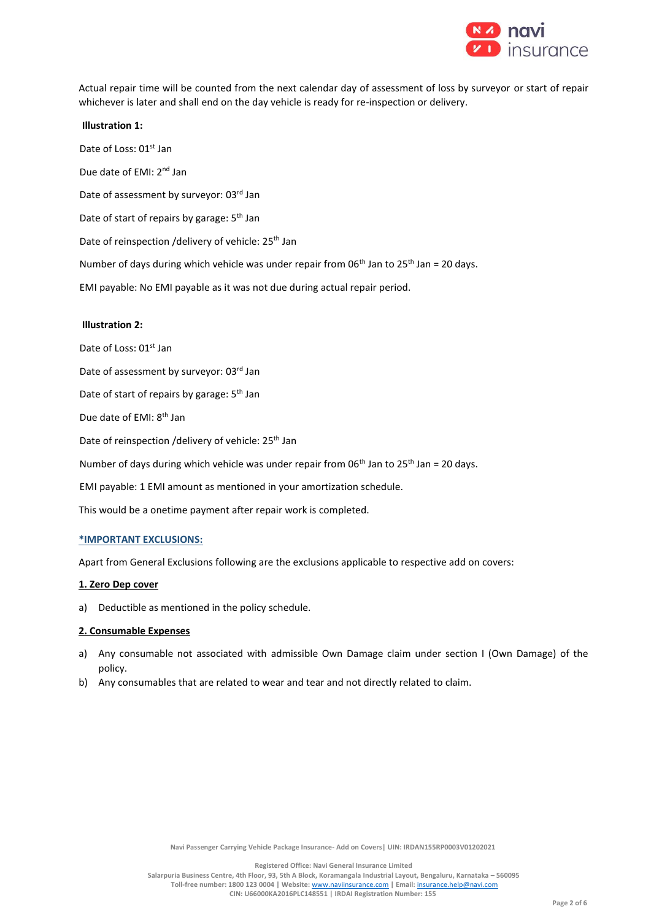Actual repair time will be counted from the next calendar day of assessment of loss by surveyor or start of repair whichever is later and shall end on the day vehicle is ready for re-inspection or delivery.

**Illustration 1:**

Date of Loss: 01st Jan

Due date of EMI: 2nd Jan

Date of assessment by surveyor: 03rd Jan

Date of start of repairs by garage: 5th Jan

Date of reinspection /delivery of vehicle: 25th Jan

Number of days during which vehicle was under repair from 06th Jan to 25th Jan = 20 days.

EMI payable: No EMI payable as it was not due during actual repair period.

**Illustration 2:**

Date of Loss: 01st Jan

Date of assessment by surveyor: 03rd Jan

Date of start of repairs by garage: 5th Jan

Due date of EMI: 8th Jan

Date of reinspection /delivery of vehicle: 25th Jan

Number of days during which vehicle was under repair from 06th Jan to 25th Jan = 20 days.

EMI payable: 1 EMI amount as mentioned in your amortization schedule.

This would be a onetime payment after repair work is completed.

**\*IMPORTANT EXCLUSIONS:**

Apart from General Exclusions following are the exclusions applicable to respective add on covers:

**1. Zero Dep cover**

a) Deductible as mentioned in the policy schedule.

**2. Consumable Expenses**

a) Any consumable not associated with admissible Own Damage claim under section I (Own Damage) of the policy.
b) Any consumables that are related to wear and tear and not directly related to claim.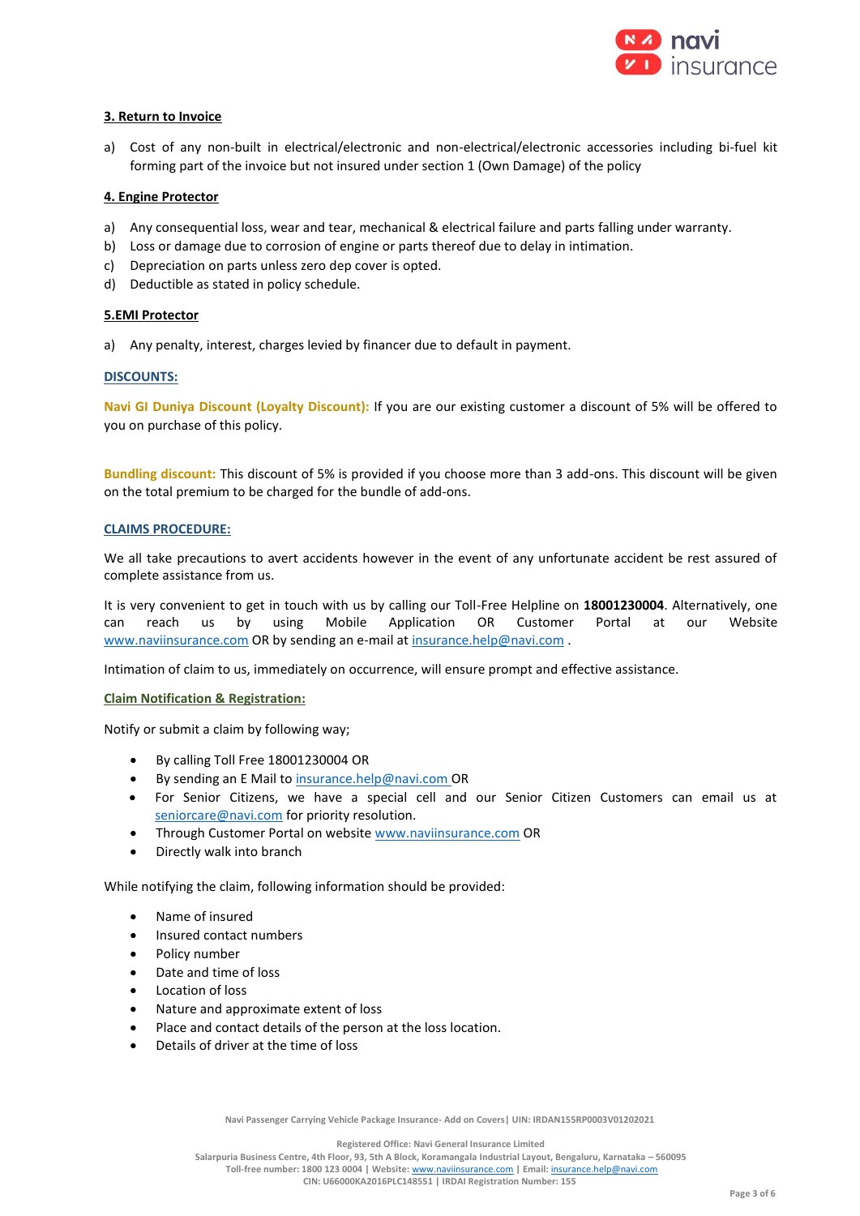**3. Return to Invoice**

a) Cost of any non-built in electrical/electronic and non-electrical/electronic accessories including bi-fuel kit forming part of the invoice but not insured under section 1 (Own Damage) of the policy

**4. Engine Protector**

a) Any consequential loss, wear and tear, mechanical & electrical failure and parts falling under warranty.
b) Loss or damage due to corrosion of engine or parts thereof due to delay in intimation.
c) Depreciation on parts unless zero dep cover is opted.
d) Deductible as stated in policy schedule.

**5.EMI Protector**

a) Any penalty, interest, charges levied by financer due to default in payment.

**DISCOUNTS:**

**Navi GI Duniya Discount (Loyalty Discount):** If you are our existing customer a discount of 5% will be offered to you on purchase of this policy.

**Bundling discount:** This discount of 5% is provided if you choose more than 3 add-ons. This discount will be given on the total premium to be charged for the bundle of add-ons.

**CLAIMS PROCEDURE:**

We all take precautions to avert accidents however in the event of any unfortunate accident be rest assured of complete assistance from us.

It is very convenient to get in touch with us by calling our Toll-Free Helpline on **18001230004**. Alternatively, one can reach us by using Mobile Application OR Customer Portal at our Website www.naviinsurance.com OR by sending an e-mail at insurance.help@navi.com .

Intimation of claim to us, immediately on occurrence, will ensure prompt and effective assistance.

**Claim Notification & Registration:**

Notify or submit a claim by following way;

- By calling Toll Free 18001230004 OR
- By sending an E Mail to insurance.help@navi.com OR
- For Senior Citizens, we have a special cell and our Senior Citizen Customers can email us at seniorcare@navi.com for priority resolution.
- Through Customer Portal on website www.naviinsurance.com OR
- Directly walk into branch

While notifying the claim, following information should be provided:

- Name of insured
- Insured contact numbers
- Policy number
- Date and time of loss
- Location of loss
- Nature and approximate extent of loss
- Place and contact details of the person at the loss location.
- Details of driver at the time of loss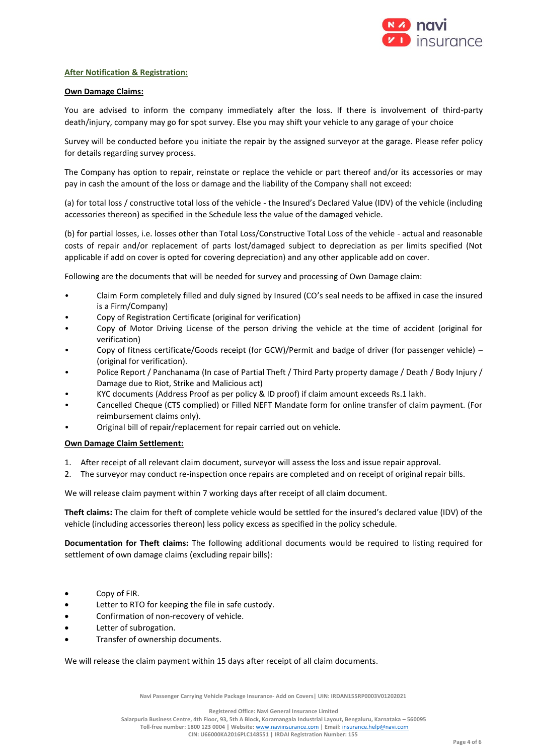**After Notification & Registration:**

**Own Damage Claims:**

You are advised to inform the company immediately after the loss. If there is involvement of third-party death/injury, company may go for spot survey. Else you may shift your vehicle to any garage of your choice

Survey will be conducted before you initiate the repair by the assigned surveyor at the garage. Please refer policy for details regarding survey process.

The Company has option to repair, reinstate or replace the vehicle or part thereof and/or its accessories or may pay in cash the amount of the loss or damage and the liability of the Company shall not exceed:

(a) for total loss / constructive total loss of the vehicle - the Insured's Declared Value (IDV) of the vehicle (including accessories thereon) as specified in the Schedule less the value of the damaged vehicle.

(b) for partial losses, i.e. losses other than Total Loss/Constructive Total Loss of the vehicle - actual and reasonable costs of repair and/or replacement of parts lost/damaged subject to depreciation as per limits specified (Not applicable if add on cover is opted for covering depreciation) and any other applicable add on cover.

Following are the documents that will be needed for survey and processing of Own Damage claim:

- Claim Form completely filled and duly signed by Insured (CO's seal needs to be affixed in case the insured is a Firm/Company)
- Copy of Registration Certificate (original for verification)
- Copy of Motor Driving License of the person driving the vehicle at the time of accident (original for verification)
- Copy of fitness certificate/Goods receipt (for GCW)/Permit and badge of driver (for passenger vehicle) – (original for verification).
- Police Report / Panchanama (In case of Partial Theft / Third Party property damage / Death / Body Injury / Damage due to Riot, Strike and Malicious act)
- KYC documents (Address Proof as per policy & ID proof) if claim amount exceeds Rs.1 lakh.
- Cancelled Cheque (CTS complied) or Filled NEFT Mandate form for online transfer of claim payment. (For reimbursement claims only).
- Original bill of repair/replacement for repair carried out on vehicle.

**Own Damage Claim Settlement:**

1. After receipt of all relevant claim document, surveyor will assess the loss and issue repair approval.
2. The surveyor may conduct re-inspection once repairs are completed and on receipt of original repair bills.

We will release claim payment within 7 working days after receipt of all claim document.

**Theft claims:** The claim for theft of complete vehicle would be settled for the insured's declared value (IDV) of the vehicle (including accessories thereon) less policy excess as specified in the policy schedule.

**Documentation for Theft claims:** The following additional documents would be required to listing required for settlement of own damage claims (excluding repair bills):

- Copy of FIR.
- Letter to RTO for keeping the file in safe custody.
- Confirmation of non-recovery of vehicle.
- Letter of subrogation.
- Transfer of ownership documents.

We will release the claim payment within 15 days after receipt of all claim documents.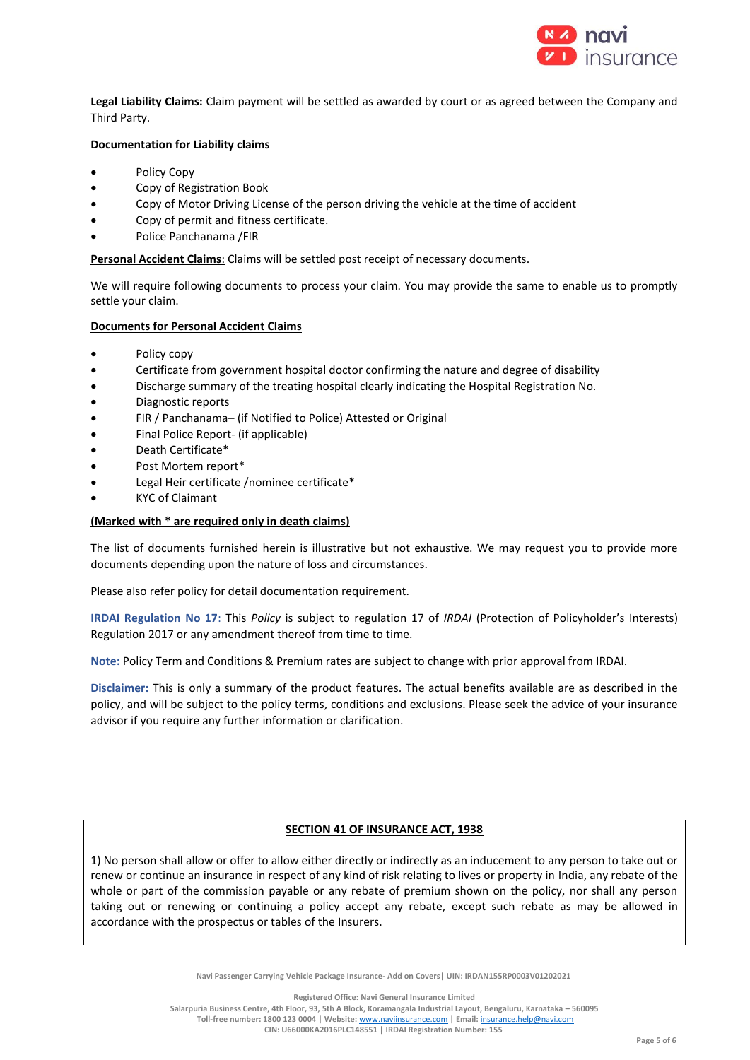**Legal Liability Claims:** Claim payment will be settled as awarded by court or as agreed between the Company and Third Party.

**Documentation for Liability claims**

- Policy Copy
- Copy of Registration Book
- Copy of Motor Driving License of the person driving the vehicle at the time of accident
- Copy of permit and fitness certificate.
- Police Panchanama /FIR

**Personal Accident Claims**: Claims will be settled post receipt of necessary documents.

We will require following documents to process your claim. You may provide the same to enable us to promptly settle your claim.

**Documents for Personal Accident Claims**

- Policy copy
- Certificate from government hospital doctor confirming the nature and degree of disability
- Discharge summary of the treating hospital clearly indicating the Hospital Registration No.
- Diagnostic reports
- FIR / Panchanama– (if Notified to Police) Attested or Original
- Final Police Report- (if applicable)
- Death Certificate*
- Post Mortem report*
- Legal Heir certificate /nominee certificate*
- KYC of Claimant

**(Marked with * are required only in death claims)**

The list of documents furnished herein is illustrative but not exhaustive. We may request you to provide more documents depending upon the nature of loss and circumstances.

Please also refer policy for detail documentation requirement.

**IRDAI Regulation No 17**: This *Policy* is subject to regulation 17 of *IRDAI* (Protection of Policyholder's Interests) Regulation 2017 or any amendment thereof from time to time.

**Note:** Policy Term and Conditions & Premium rates are subject to change with prior approval from IRDAI.

**Disclaimer:** This is only a summary of the product features. The actual benefits available are as described in the policy, and will be subject to the policy terms, conditions and exclusions. Please seek the advice of your insurance advisor if you require any further information or clarification.

**SECTION 41 OF INSURANCE ACT, 1938**

1) No person shall allow or offer to allow either directly or indirectly as an inducement to any person to take out or renew or continue an insurance in respect of any kind of risk relating to lives or property in India, any rebate of the whole or part of the commission payable or any rebate of premium shown on the policy, nor shall any person taking out or renewing or continuing a policy accept any rebate, except such rebate as may be allowed in accordance with the prospectus or tables of the Insurers.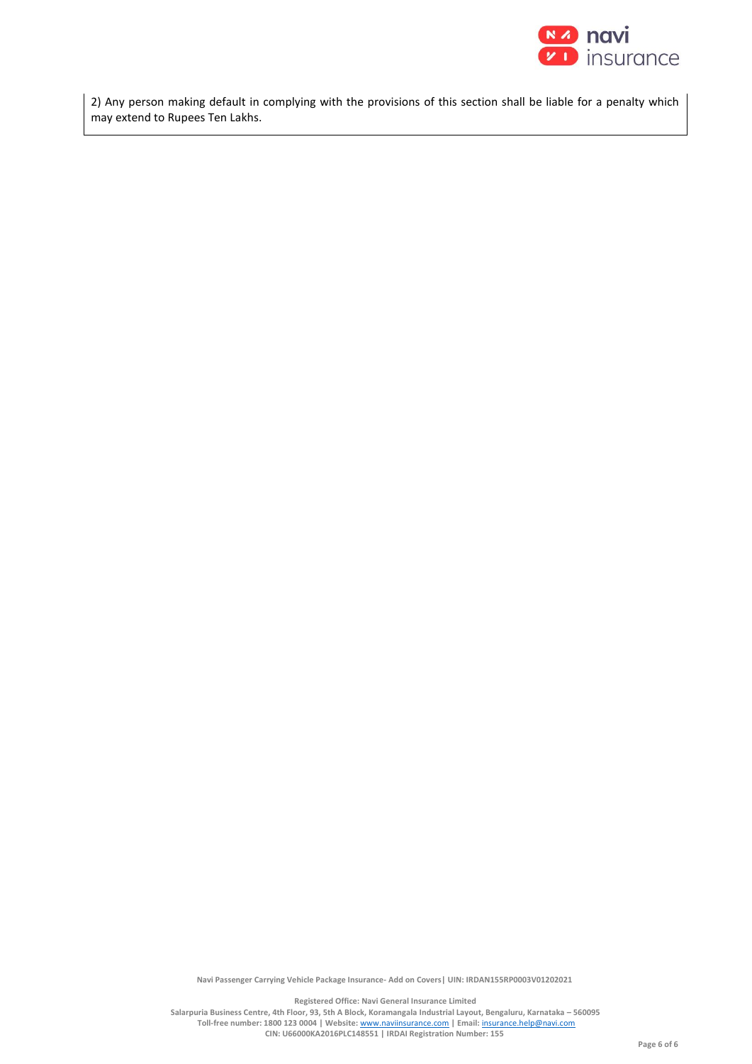2) Any person making default in complying with the provisions of this section shall be liable for a penalty which may extend to Rupees Ten Lakhs.